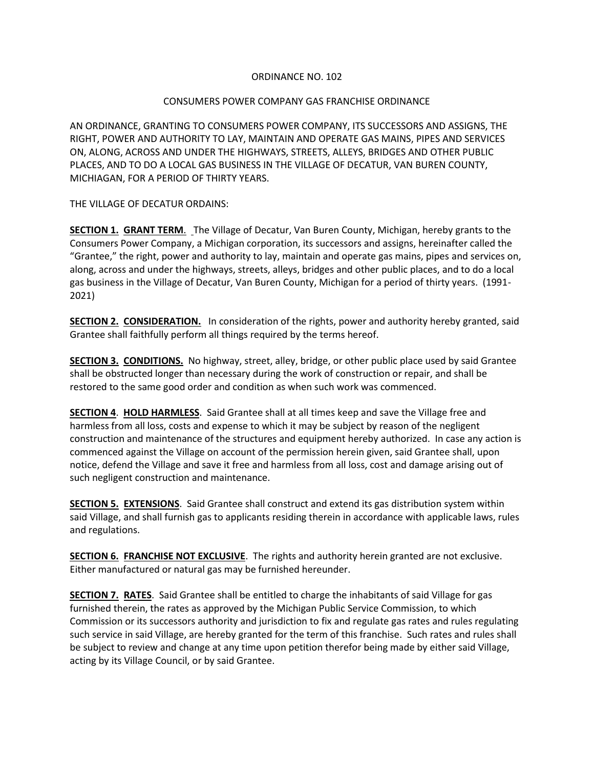ORDINANCE NO. 102

CONSUMERS POWER COMPANY GAS FRANCHISE ORDINANCE

AN ORDINANCE, GRANTING TO CONSUMERS POWER COMPANY, ITS SUCCESSORS AND ASSIGNS, THE RIGHT, POWER AND AUTHORITY TO LAY, MAINTAIN AND OPERATE GAS MAINS, PIPES AND SERVICES ON, ALONG, ACROSS AND UNDER THE HIGHWAYS, STREETS, ALLEYS, BRIDGES AND OTHER PUBLIC PLACES, AND TO DO A LOCAL GAS BUSINESS IN THE VILLAGE OF DECATUR, VAN BUREN COUNTY, MICHIGAN, FOR A PERIOD OF THIRTY YEARS.

THE VILLAGE OF DECATUR ORDAINS:

**SECTION 1. GRANT TERM.** The Village of Decatur, Van Buren County, Michigan, hereby grants to the Consumers Power Company, a Michigan corporation, its successors and assigns, hereinafter called the "Grantee," the right, power and authority to lay, maintain and operate gas mains, pipes and services on, along, across and under the highways, streets, alleys, bridges and other public places, and to do a local gas business in the Village of Decatur, Van Buren County, Michigan for a period of thirty years. (1991-2021)

**SECTION 2. CONSIDERATION.** In consideration of the rights, power and authority hereby granted, said Grantee shall faithfully perform all things required by the terms hereof.

**SECTION 3. CONDITIONS.** No highway, street, alley, bridge, or other public place used by said Grantee shall be obstructed longer than necessary during the work of construction or repair, and shall be restored to the same good order and condition as when such work was commenced.

**SECTION 4. HOLD HARMLESS.** Said Grantee shall at all times keep and save the Village free and harmless from all loss, costs and expense to which it may be subject by reason of the negligent construction and maintenance of the structures and equipment hereby authorized. In case any action is commenced against the Village on account of the permission herein given, said Grantee shall, upon notice, defend the Village and save it free and harmless from all loss, cost and damage arising out of such negligent construction and maintenance.

**SECTION 5. EXTENSIONS.** Said Grantee shall construct and extend its gas distribution system within said Village, and shall furnish gas to applicants residing therein in accordance with applicable laws, rules and regulations.

**SECTION 6. FRANCHISE NOT EXCLUSIVE.** The rights and authority herein granted are not exclusive. Either manufactured or natural gas may be furnished hereunder.

**SECTION 7. RATES.** Said Grantee shall be entitled to charge the inhabitants of said Village for gas furnished therein, the rates as approved by the Michigan Public Service Commission, to which Commission or its successors authority and jurisdiction to fix and regulate gas rates and rules regulating such service in said Village, are hereby granted for the term of this franchise. Such rates and rules shall be subject to review and change at any time upon petition therefor being made by either said Village, acting by its Village Council, or by said Grantee.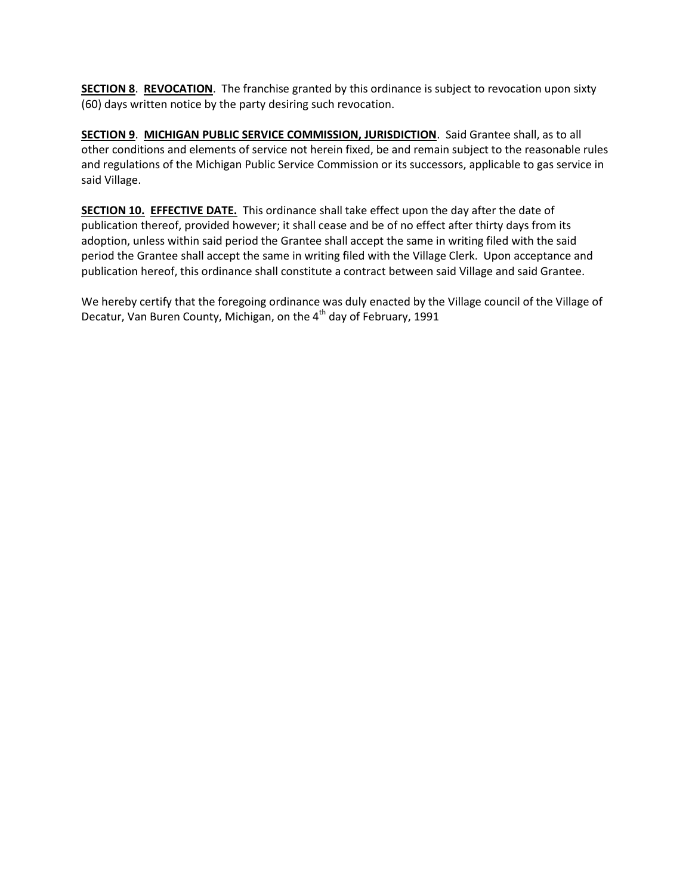**<u>SECTION 8</u>**. **<u>REVOCATION</u>**. The franchise granted by this ordinance is subject to revocation upon sixty (60) days written notice by the party desiring such revocation.

**<u>SECTION 9</u>**. **<u>MICHIGAN PUBLIC SERVICE COMMISSION, JURISDICTION</u>**. Said Grantee shall, as to all other conditions and elements of service not herein fixed, be and remain subject to the reasonable rules and regulations of the Michigan Public Service Commission or its successors, applicable to gas service in said Village.

**<u>SECTION 10.</u>** **<u>EFFECTIVE DATE.</u>** This ordinance shall take effect upon the day after the date of publication thereof, provided however; it shall cease and be of no effect after thirty days from its adoption, unless within said period the Grantee shall accept the same in writing filed with the said period the Grantee shall accept the same in writing filed with the Village Clerk. Upon acceptance and publication hereof, this ordinance shall constitute a contract between said Village and said Grantee.

We hereby certify that the foregoing ordinance was duly enacted by the Village council of the Village of Decatur, Van Buren County, Michigan, on the 4th day of February, 1991